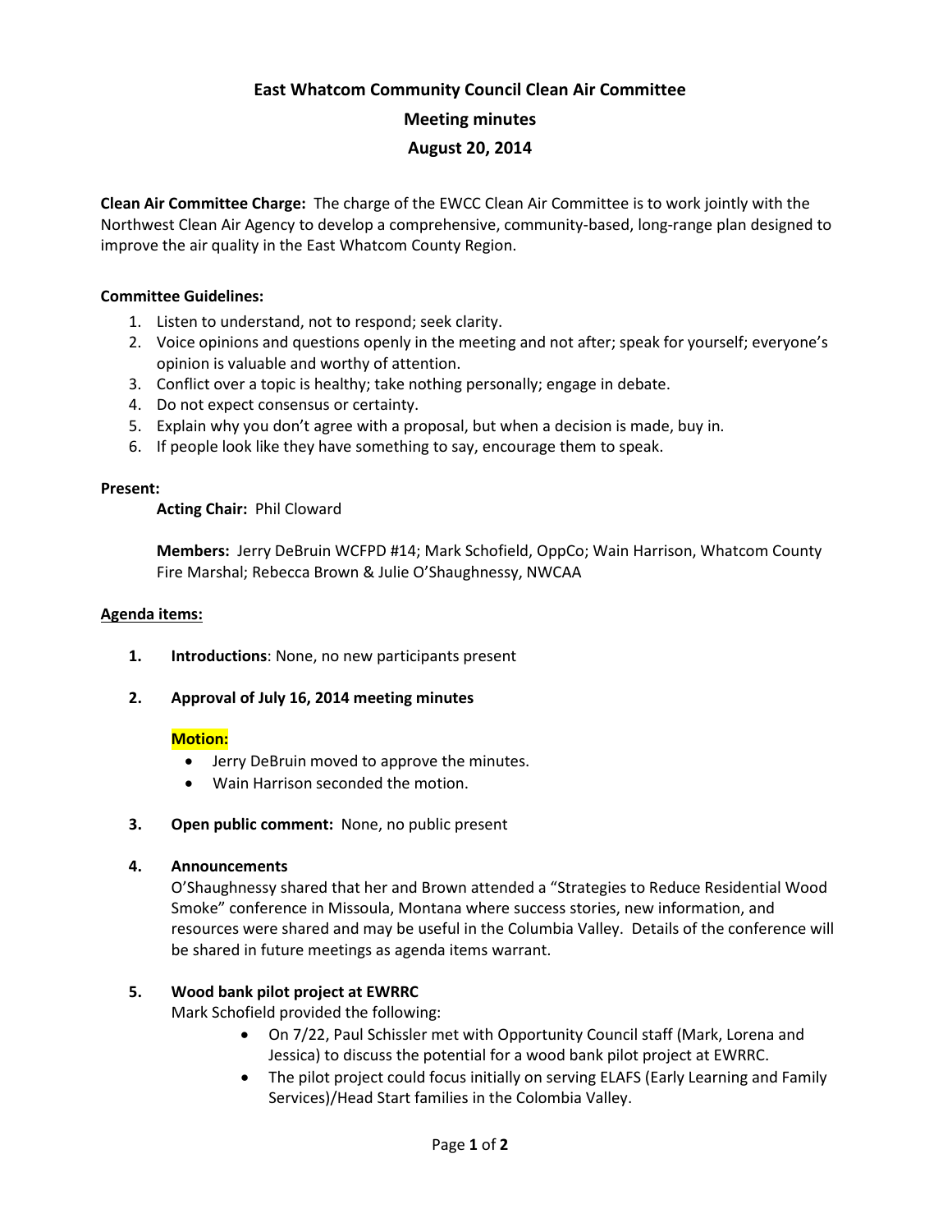# East Whatcom Community Council Clean Air Committee

## Meeting minutes

## August 20, 2014

**Clean Air Committee Charge:** The charge of the EWCC Clean Air Committee is to work jointly with the Northwest Clean Air Agency to develop a comprehensive, community-based, long-range plan designed to improve the air quality in the East Whatcom County Region.

**Committee Guidelines:**

1. Listen to understand, not to respond; seek clarity.
2. Voice opinions and questions openly in the meeting and not after; speak for yourself; everyone's opinion is valuable and worthy of attention.
3. Conflict over a topic is healthy; take nothing personally; engage in debate.
4. Do not expect consensus or certainty.
5. Explain why you don't agree with a proposal, but when a decision is made, buy in.
6. If people look like they have something to say, encourage them to speak.

**Present:**

**Acting Chair:** Phil Cloward

**Members:** Jerry DeBruin WCFPD #14; Mark Schofield, OppCo; Wain Harrison, Whatcom County Fire Marshal; Rebecca Brown & Julie O'Shaughnessy, NWCAA

**Agenda items:**

1. **Introductions**: None, no new participants present

2. **Approval of July 16, 2014 meeting minutes**

   **Motion:**
   - Jerry DeBruin moved to approve the minutes.
   - Wain Harrison seconded the motion.

3. **Open public comment:** None, no public present

4. **Announcements**

   O'Shaughnessy shared that her and Brown attended a "Strategies to Reduce Residential Wood Smoke" conference in Missoula, Montana where success stories, new information, and resources were shared and may be useful in the Columbia Valley. Details of the conference will be shared in future meetings as agenda items warrant.

5. **Wood bank pilot project at EWRRC**

   Mark Schofield provided the following:
   - On 7/22, Paul Schissler met with Opportunity Council staff (Mark, Lorena and Jessica) to discuss the potential for a wood bank pilot project at EWRRC.
   - The pilot project could focus initially on serving ELAFS (Early Learning and Family Services)/Head Start families in the Colombia Valley.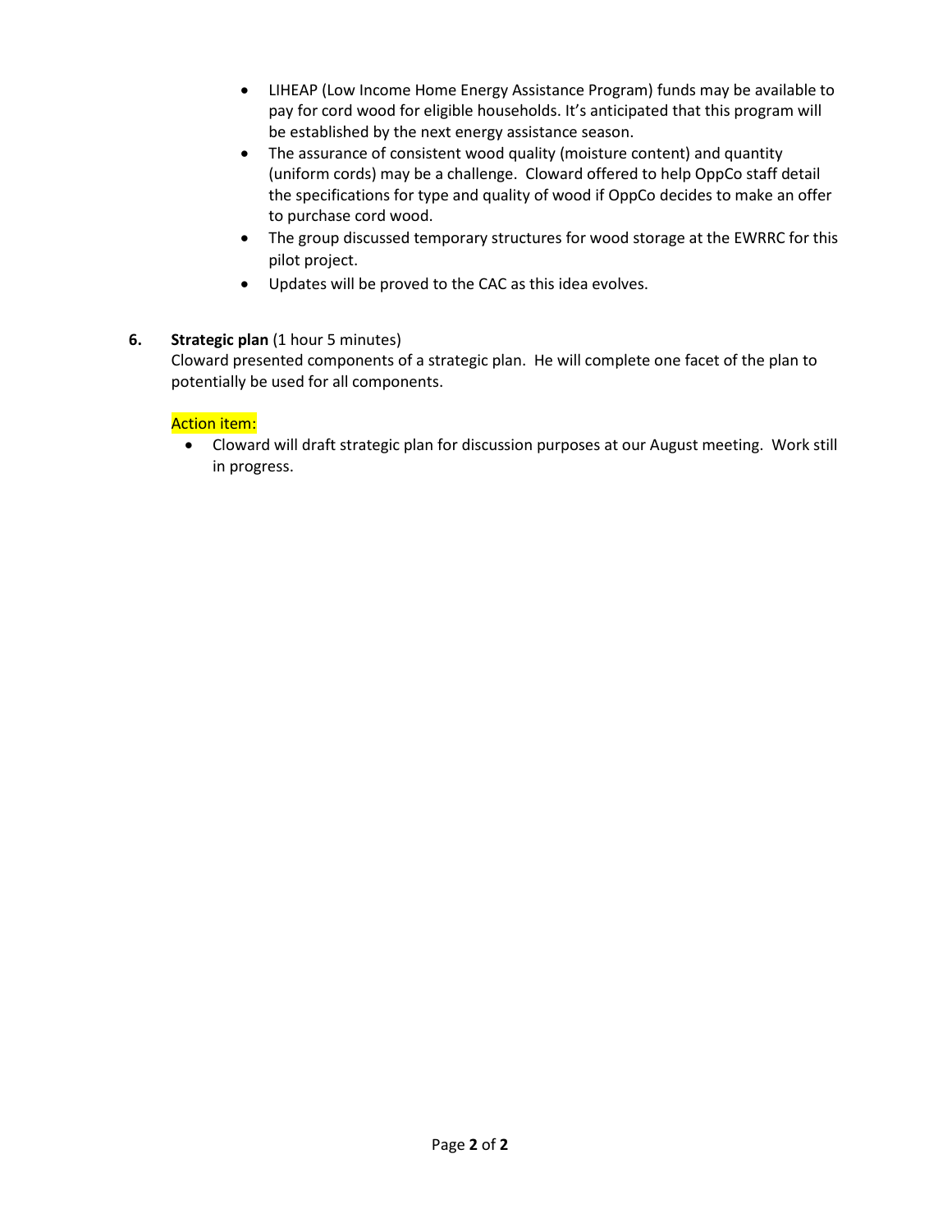- LIHEAP (Low Income Home Energy Assistance Program) funds may be available to pay for cord wood for eligible households. It's anticipated that this program will be established by the next energy assistance season.
- The assurance of consistent wood quality (moisture content) and quantity (uniform cords) may be a challenge. Cloward offered to help OppCo staff detail the specifications for type and quality of wood if OppCo decides to make an offer to purchase cord wood.
- The group discussed temporary structures for wood storage at the EWRRC for this pilot project.
- Updates will be proved to the CAC as this idea evolves.

**6. Strategic plan** (1 hour 5 minutes)

Cloward presented components of a strategic plan. He will complete one facet of the plan to potentially be used for all components.

Action item:

- Cloward will draft strategic plan for discussion purposes at our August meeting. Work still in progress.